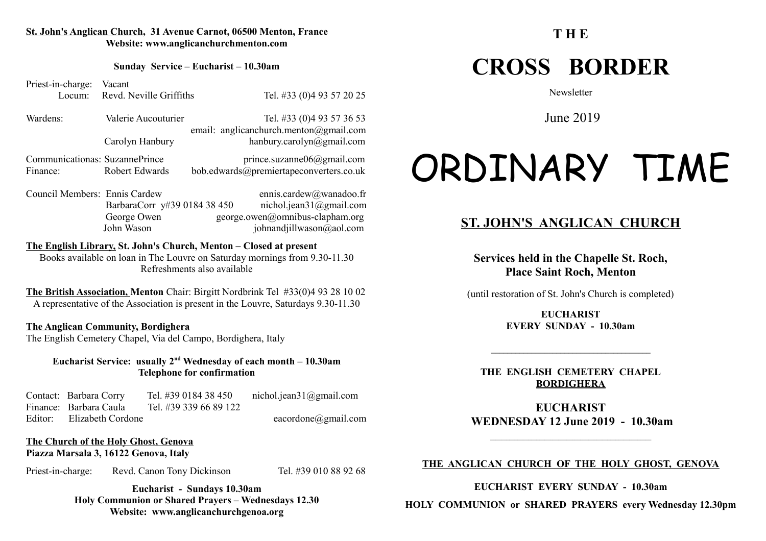**St. John's Anglican Church, 31 Avenue Carnot, 06500 Menton, France**
**Website: www.anglicanchurchmenton.com**

**Sunday Service – Eucharist – 10.30am**

| | | |
|---|---|---|
| Priest-in-charge: | Vacant | |
| Locum: | Revd. Neville Griffiths | Tel. #33 (0)4 93 57 20 25 |
| Wardens: | Valerie Aucouturier | Tel. #33 (0)4 93 57 36 53 |
| | | email: anglicanchurch.menton@gmail.com |
| | Carolyn Hanbury | hanbury.carolyn@gmail.com |
| Communicationas: | SuzannePrince | prince.suzanne06@gmail.com |
| Finance: | Robert Edwards | bob.edwards@premiertapeconverters.co.uk |
| Council Members: | Ennis Cardew | ennis.cardew@wanadoo.fr |
| | BarbaraCorr y#39 0184 38 450 | nichol.jean31@gmail.com |
| | George Owen | george.owen@omnibus-clapham.org |
| | John Wason | johnandjillwason@aol.com |

**The English Library, St. John's Church, Menton – Closed at present**
Books available on loan in The Louvre on Saturday mornings from 9.30-11.30
Refreshments also available

**The British Association, Menton** Chair: Birgitt Nordbrink Tel #33(0)4 93 28 10 02
A representative of the Association is present in the Louvre, Saturdays 9.30-11.30

**The Anglican Community, Bordighera**
The English Cemetery Chapel, Via del Campo, Bordighera, Italy

**Eucharist Service: usually 2nd Wednesday of each month – 10.30am**
**Telephone for confirmation**

| | | | |
|---|---|---|---|
| Contact: | Barbara Corry | Tel. #39 0184 38 450 | nichol.jean31@gmail.com |
| Finance: | Barbara Caula | Tel. #39 339 66 89 122 | |
| Editor: | Elizabeth Cordone | | eacordone@gmail.com |

**The Church of the Holy Ghost, Genova**
**Piazza Marsala 3, 16122 Genova, Italy**

Priest-in-charge: Revd. Canon Tony Dickinson Tel. #39 010 88 92 68

**Eucharist - Sundays 10.30am**
**Holy Communion or Shared Prayers – Wednesdays 12.30**
**Website: www.anglicanchurchgenoa.org**

# THE CROSS BORDER

Newsletter

June 2019

# ORDINARY TIME

## ST. JOHN'S ANGLICAN CHURCH

**Services held in the Chapelle St. Roch, Place Saint Roch, Menton**

(until restoration of St. John's Church is completed)

**EUCHARIST**
**EVERY SUNDAY - 10.30am**

---

**THE ENGLISH CEMETERY CHAPEL**
**BORDIGHERA**

**EUCHARIST**
**WEDNESDAY 12 June 2019 - 10.30am**

---

**THE ANGLICAN CHURCH OF THE HOLY GHOST, GENOVA**

**EUCHARIST EVERY SUNDAY - 10.30am**

**HOLY COMMUNION or SHARED PRAYERS every Wednesday 12.30pm**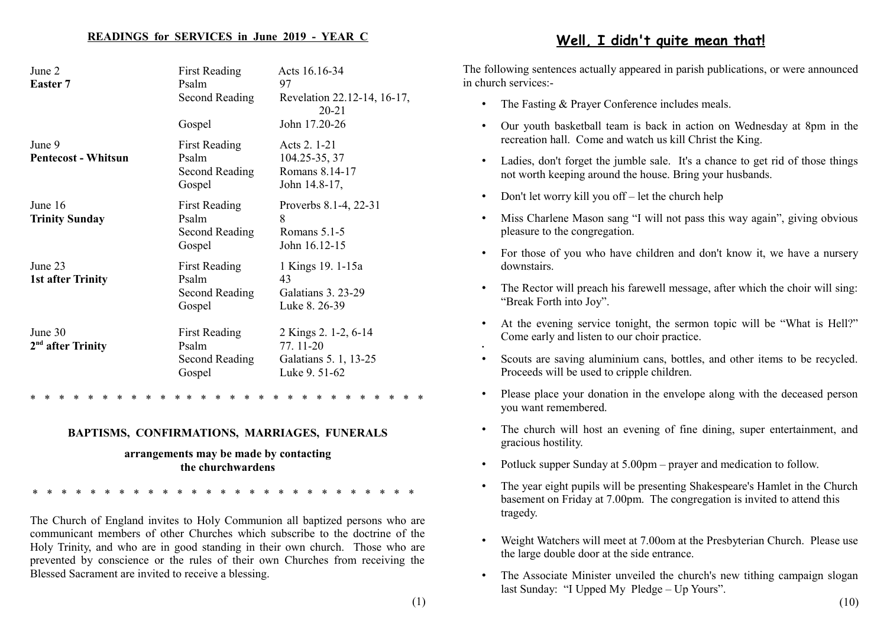## READINGS for SERVICES in June 2019 - YEAR C

| Date | | Reading |
|---|---|---|
| June 2 **Easter 7** | First Reading | Acts 16.16-34 |
| | Psalm | 97 |
| | Second Reading | Revelation 22.12-14, 16-17, 20-21 |
| | Gospel | John 17.20-26 |
| June 9 **Pentecost - Whitsun** | First Reading | Acts 2. 1-21 |
| | Psalm | 104.25-35, 37 |
| | Second Reading | Romans 8.14-17 |
| | Gospel | John 14.8-17, |
| June 16 **Trinity Sunday** | First Reading | Proverbs 8.1-4, 22-31 |
| | Psalm | 8 |
| | Second Reading | Romans 5.1-5 |
| | Gospel | John 16.12-15 |
| June 23 **1st after Trinity** | First Reading | 1 Kings 19. 1-15a |
| | Psalm | 43 |
| | Second Reading | Galatians 3. 23-29 |
| | Gospel | Luke 8. 26-39 |
| June 30 **2nd after Trinity** | First Reading | 2 Kings 2. 1-2, 6-14 |
| | Psalm | 77. 11-20 |
| | Second Reading | Galatians 5. 1, 13-25 |
| | Gospel | Luke 9. 51-62 |

\* \* \* \* \* \* \* \* \* \* \* \* \* \* \* \* \* \* \* \* \* \* \* \* \* \* \* \* \*

**BAPTISMS, CONFIRMATIONS, MARRIAGES, FUNERALS**

**arrangements may be made by contacting the churchwardens**

\* \* \* \* \* \* \* \* \* \* \* \* \* \* \* \* \* \* \* \* \* \* \* \* \* \* \* \* \*

The Church of England invites to Holy Communion all baptized persons who are communicant members of other Churches which subscribe to the doctrine of the Holy Trinity, and who are in good standing in their own church. Those who are prevented by conscience or the rules of their own Churches from receiving the Blessed Sacrament are invited to receive a blessing.

## Well, I didn't quite mean that!

The following sentences actually appeared in parish publications, or were announced in church services:-

- The Fasting & Prayer Conference includes meals.
- Our youth basketball team is back in action on Wednesday at 8pm in the recreation hall. Come and watch us kill Christ the King.
- Ladies, don't forget the jumble sale. It's a chance to get rid of those things not worth keeping around the house. Bring your husbands.
- Don't let worry kill you off – let the church help
- Miss Charlene Mason sang "I will not pass this way again", giving obvious pleasure to the congregation.
- For those of you who have children and don't know it, we have a nursery downstairs.
- The Rector will preach his farewell message, after which the choir will sing: "Break Forth into Joy".
- At the evening service tonight, the sermon topic will be "What is Hell?" Come early and listen to our choir practice.
- Scouts are saving aluminium cans, bottles, and other items to be recycled. Proceeds will be used to cripple children.
- Please place your donation in the envelope along with the deceased person you want remembered.
- The church will host an evening of fine dining, super entertainment, and gracious hostility.
- Potluck supper Sunday at 5.00pm – prayer and medication to follow.
- The year eight pupils will be presenting Shakespeare's Hamlet in the Church basement on Friday at 7.00pm. The congregation is invited to attend this tragedy.
- Weight Watchers will meet at 7.00om at the Presbyterian Church. Please use the large double door at the side entrance.
- The Associate Minister unveiled the church's new tithing campaign slogan last Sunday: "I Upped My Pledge – Up Yours".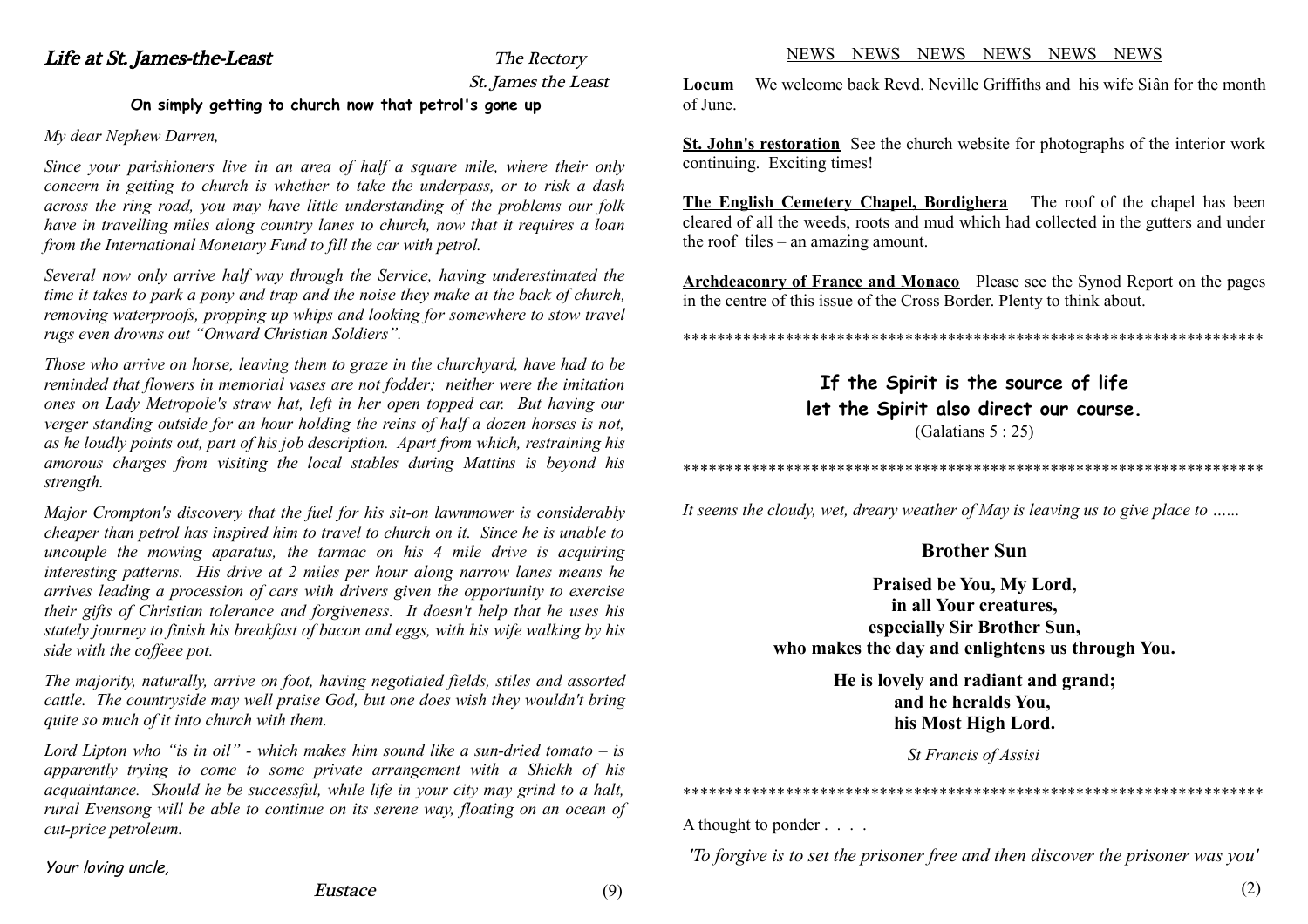## Life at St. James-the-Least

The Rectory
St. James the Least

**On simply getting to church now that petrol's gone up**

*My dear Nephew Darren,*

*Since your parishioners live in an area of half a square mile, where their only concern in getting to church is whether to take the underpass, or to risk a dash across the ring road, you may have little understanding of the problems our folk have in travelling miles along country lanes to church, now that it requires a loan from the International Monetary Fund to fill the car with petrol.*

*Several now only arrive half way through the Service, having underestimated the time it takes to park a pony and trap and the noise they make at the back of church, removing waterproofs, propping up whips and looking for somewhere to stow travel rugs even drowns out "Onward Christian Soldiers".*

*Those who arrive on horse, leaving them to graze in the churchyard, have had to be reminded that flowers in memorial vases are not fodder; neither were the imitation ones on Lady Metropole's straw hat, left in her open topped car. But having our verger standing outside for an hour holding the reins of half a dozen horses is not, as he loudly points out, part of his job description. Apart from which, restraining his amorous charges from visiting the local stables during Mattins is beyond his strength.*

*Major Crompton's discovery that the fuel for his sit-on lawnmower is considerably cheaper than petrol has inspired him to travel to church on it. Since he is unable to uncouple the mowing aparatus, the tarmac on his 4 mile drive is acquiring interesting patterns. His drive at 2 miles per hour along narrow lanes means he arrives leading a procession of cars with drivers given the opportunity to exercise their gifts of Christian tolerance and forgiveness. It doesn't help that he uses his stately journey to finish his breakfast of bacon and eggs, with his wife walking by his side with the coffeee pot.*

*The majority, naturally, arrive on foot, having negotiated fields, stiles and assorted cattle. The countryside may well praise God, but one does wish they wouldn't bring quite so much of it into church with them.*

*Lord Lipton who "is in oil" - which makes him sound like a sun-dried tomato – is apparently trying to come to some private arrangement with a Shiekh of his acquaintance. Should he be successful, while life in your city may grind to a halt, rural Evensong will be able to continue on its serene way, floating on an ocean of cut-price petroleum.*

*Your loving uncle,*

*Eustace*

NEWS NEWS NEWS NEWS NEWS NEWS

**Locum** We welcome back Revd. Neville Griffiths and his wife Siân for the month of June.

**St. John's restoration** See the church website for photographs of the interior work continuing. Exciting times!

**The English Cemetery Chapel, Bordighera** The roof of the chapel has been cleared of all the weeds, roots and mud which had collected in the gutters and under the roof tiles – an amazing amount.

**Archdeaconry of France and Monaco** Please see the Synod Report on the pages in the centre of this issue of the Cross Border. Plenty to think about.

**********************************************************************

**If the Spirit is the source of life**
**let the Spirit also direct our course.**
(Galatians 5 : 25)

**********************************************************************

*It seems the cloudy, wet, dreary weather of May is leaving us to give place to ……*

### Brother Sun

**Praised be You, My Lord,**
**in all Your creatures,**
**especially Sir Brother Sun,**
**who makes the day and enlightens us through You.**

**He is lovely and radiant and grand;**
**and he heralds You,**
**his Most High Lord.**

*St Francis of Assisi*

**********************************************************************

A thought to ponder . . . .

*'To forgive is to set the prisoner free and then discover the prisoner was you'*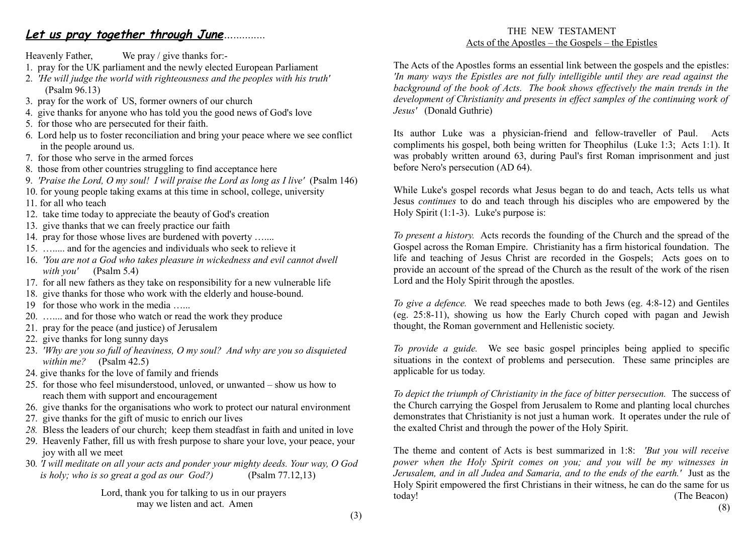## ***Let us pray together through June***..............

Heavenly Father, We pray / give thanks for:-

1. pray for the UK parliament and the newly elected European Parliament
2. *'He will judge the world with righteousness and the peoples with his truth'* (Psalm 96.13)
3. pray for the work of US, former owners of our church
4. give thanks for anyone who has told you the good news of God's love
5. for those who are persecuted for their faith.
6. Lord help us to foster reconciliation and bring your peace where we see conflict in the people around us.
7. for those who serve in the armed forces
8. those from other countries struggling to find acceptance here
9. *'Praise the Lord, O my soul! I will praise the Lord as long as I live'* (Psalm 146)
10. for young people taking exams at this time in school, college, university
11. for all who teach
12. take time today to appreciate the beauty of God's creation
13. give thanks that we can freely practice our faith
14. pray for those whose lives are burdened with poverty …....
15. …..... and for the agencies and individuals who seek to relieve it
16. *'You are not a God who takes pleasure in wickedness and evil cannot dwell with you'* (Psalm 5.4)
17. for all new fathers as they take on responsibility for a new vulnerable life
18. give thanks for those who work with the elderly and house-bound.
19. for those who work in the media …...
20. …..... and for those who watch or read the work they produce
21. pray for the peace (and justice) of Jerusalem
22. give thanks for long sunny days
23. *'Why are you so full of heaviness, O my soul? And why are you so disquieted within me?* (Psalm 42.5)
24. give thanks for the love of family and friends
25. for those who feel misunderstood, unloved, or unwanted – show us how to reach them with support and encouragement
26. give thanks for the organisations who work to protect our natural environment
27. give thanks for the gift of music to enrich our lives
28. Bless the leaders of our church; keep them steadfast in faith and united in love
29. Heavenly Father, fill us with fresh purpose to share your love, your peace, your joy with all we meet
30. *'I will meditate on all your acts and ponder your mighty deeds. Your way, O God is holy; who is so great a god as our God?)* (Psalm 77.12,13)

Lord, thank you for talking to us in our prayers
may we listen and act. Amen

## THE NEW TESTAMENT
### Acts of the Apostles – the Gospels – the Epistles

The Acts of the Apostles forms an essential link between the gospels and the epistles: *'In many ways the Epistles are not fully intelligible until they are read against the background of the book of Acts. The book shows effectively the main trends in the development of Christianity and presents in effect samples of the continuing work of Jesus'* (Donald Guthrie)

Its author Luke was a physician-friend and fellow-traveller of Paul. Acts compliments his gospel, both being written for Theophilus (Luke 1:3; Acts 1:1). It was probably written around 63, during Paul's first Roman imprisonment and just before Nero's persecution (AD 64).

While Luke's gospel records what Jesus began to do and teach, Acts tells us what Jesus *continues* to do and teach through his disciples who are empowered by the Holy Spirit (1:1-3). Luke's purpose is:

*To present a history.* Acts records the founding of the Church and the spread of the Gospel across the Roman Empire. Christianity has a firm historical foundation. The life and teaching of Jesus Christ are recorded in the Gospels; Acts goes on to provide an account of the spread of the Church as the result of the work of the risen Lord and the Holy Spirit through the apostles.

*To give a defence.* We read speeches made to both Jews (eg. 4:8-12) and Gentiles (eg. 25:8-11), showing us how the Early Church coped with pagan and Jewish thought, the Roman government and Hellenistic society.

*To provide a guide.* We see basic gospel principles being applied to specific situations in the context of problems and persecution. These same principles are applicable for us today.

*To depict the triumph of Christianity in the face of bitter persecution.* The success of the Church carrying the Gospel from Jerusalem to Rome and planting local churches demonstrates that Christianity is not just a human work. It operates under the rule of the exalted Christ and through the power of the Holy Spirit.

The theme and content of Acts is best summarized in 1:8: *'But you will receive power when the Holy Spirit comes on you; and you will be my witnesses in Jerusalem, and in all Judea and Samaria, and to the ends of the earth.'* Just as the Holy Spirit empowered the first Christians in their witness, he can do the same for us today! (The Beacon)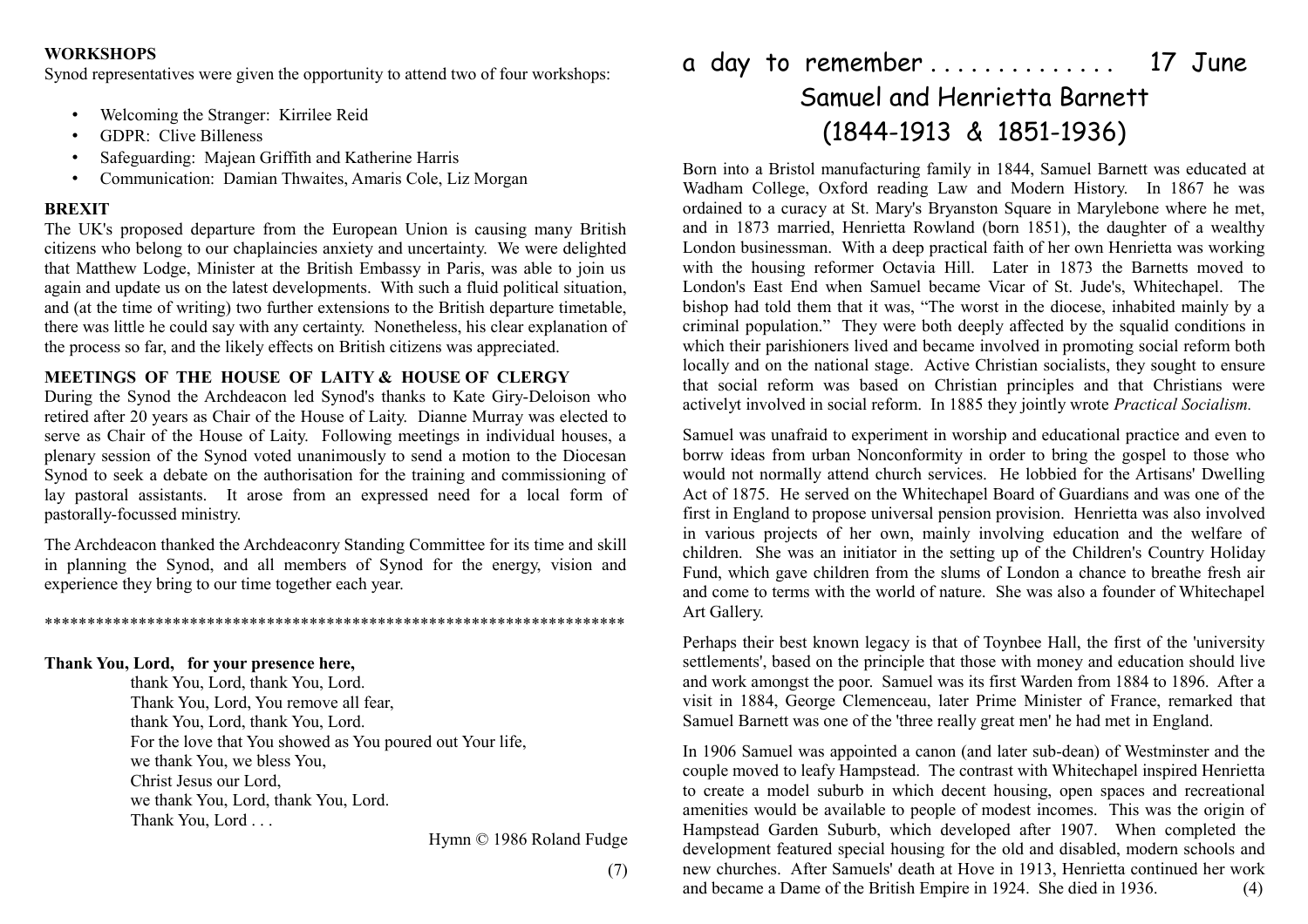**WORKSHOPS**

Synod representatives were given the opportunity to attend two of four workshops:

- Welcoming the Stranger: Kirrilee Reid
- GDPR: Clive Billeness
- Safeguarding: Majean Griffith and Katherine Harris
- Communication: Damian Thwaites, Amaris Cole, Liz Morgan

**BREXIT**

The UK's proposed departure from the European Union is causing many British citizens who belong to our chaplaincies anxiety and uncertainty. We were delighted that Matthew Lodge, Minister at the British Embassy in Paris, was able to join us again and update us on the latest developments. With such a fluid political situation, and (at the time of writing) two further extensions to the British departure timetable, there was little he could say with any certainty. Nonetheless, his clear explanation of the process so far, and the likely effects on British citizens was appreciated.

**MEETINGS OF THE HOUSE OF LAITY & HOUSE OF CLERGY**

During the Synod the Archdeacon led Synod's thanks to Kate Giry-Deloison who retired after 20 years as Chair of the House of Laity. Dianne Murray was elected to serve as Chair of the House of Laity. Following meetings in individual houses, a plenary session of the Synod voted unanimously to send a motion to the Diocesan Synod to seek a debate on the authorisation for the training and commissioning of lay pastoral assistants. It arose from an expressed need for a local form of pastorally-focussed ministry.

The Archdeacon thanked the Archdeaconry Standing Committee for its time and skill in planning the Synod, and all members of Synod for the energy, vision and experience they bring to our time together each year.

**********************************************************************

**Thank You, Lord, for your presence here,**
thank You, Lord, thank You, Lord.
Thank You, Lord, You remove all fear,
thank You, Lord, thank You, Lord.
For the love that You showed as You poured out Your life,
we thank You, we bless You,
Christ Jesus our Lord,
we thank You, Lord, thank You, Lord.
Thank You, Lord . . .

Hymn © 1986 Roland Fudge

# a day to remember . . . . . . . . . . . . . . 17 June

## Samuel and Henrietta Barnett (1844-1913 & 1851-1936)

Born into a Bristol manufacturing family in 1844, Samuel Barnett was educated at Wadham College, Oxford reading Law and Modern History. In 1867 he was ordained to a curacy at St. Mary's Bryanston Square in Marylebone where he met, and in 1873 married, Henrietta Rowland (born 1851), the daughter of a wealthy London businessman. With a deep practical faith of her own Henrietta was working with the housing reformer Octavia Hill. Later in 1873 the Barnetts moved to London's East End when Samuel became Vicar of St. Jude's, Whitechapel. The bishop had told them that it was, "The worst in the diocese, inhabited mainly by a criminal population." They were both deeply affected by the squalid conditions in which their parishioners lived and became involved in promoting social reform both locally and on the national stage. Active Christian socialists, they sought to ensure that social reform was based on Christian principles and that Christians were activelyt involved in social reform. In 1885 they jointly wrote *Practical Socialism.*

Samuel was unafraid to experiment in worship and educational practice and even to borrw ideas from urban Nonconformity in order to bring the gospel to those who would not normally attend church services. He lobbied for the Artisans' Dwelling Act of 1875. He served on the Whitechapel Board of Guardians and was one of the first in England to propose universal pension provision. Henrietta was also involved in various projects of her own, mainly involving education and the welfare of children. She was an initiator in the setting up of the Children's Country Holiday Fund, which gave children from the slums of London a chance to breathe fresh air and come to terms with the world of nature. She was also a founder of Whitechapel Art Gallery.

Perhaps their best known legacy is that of Toynbee Hall, the first of the 'university settlements', based on the principle that those with money and education should live and work amongst the poor. Samuel was its first Warden from 1884 to 1896. After a visit in 1884, George Clemenceau, later Prime Minister of France, remarked that Samuel Barnett was one of the 'three really great men' he had met in England.

In 1906 Samuel was appointed a canon (and later sub-dean) of Westminster and the couple moved to leafy Hampstead. The contrast with Whitechapel inspired Henrietta to create a model suburb in which decent housing, open spaces and recreational amenities would be available to people of modest incomes. This was the origin of Hampstead Garden Suburb, which developed after 1907. When completed the development featured special housing for the old and disabled, modern schools and new churches. After Samuels' death at Hove in 1913, Henrietta continued her work and became a Dame of the British Empire in 1924. She died in 1936.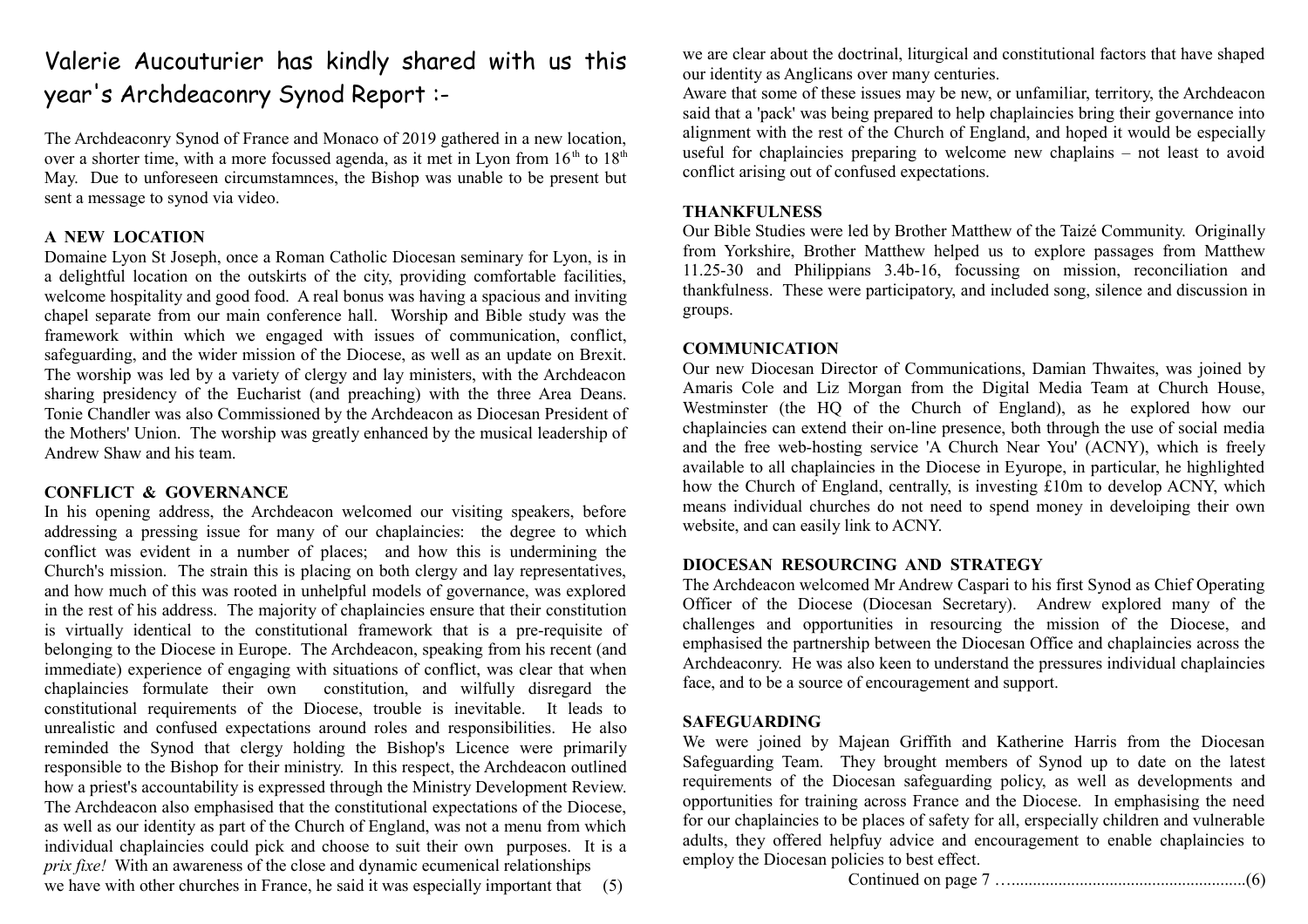# Valerie Aucouturier has kindly shared with us this year's Archdeaconry Synod Report :-

The Archdeaconry Synod of France and Monaco of 2019 gathered in a new location, over a shorter time, with a more focussed agenda, as it met in Lyon from 16th to 18th May. Due to unforeseen circumstamnces, the Bishop was unable to be present but sent a message to synod via video.

**A NEW LOCATION**

Domaine Lyon St Joseph, once a Roman Catholic Diocesan seminary for Lyon, is in a delightful location on the outskirts of the city, providing comfortable facilities, welcome hospitality and good food. A real bonus was having a spacious and inviting chapel separate from our main conference hall. Worship and Bible study was the framework within which we engaged with issues of communication, conflict, safeguarding, and the wider mission of the Diocese, as well as an update on Brexit. The worship was led by a variety of clergy and lay ministers, with the Archdeacon sharing presidency of the Eucharist (and preaching) with the three Area Deans. Tonie Chandler was also Commissioned by the Archdeacon as Diocesan President of the Mothers' Union. The worship was greatly enhanced by the musical leadership of Andrew Shaw and his team.

**CONFLICT & GOVERNANCE**

In his opening address, the Archdeacon welcomed our visiting speakers, before addressing a pressing issue for many of our chaplaincies: the degree to which conflict was evident in a number of places; and how this is undermining the Church's mission. The strain this is placing on both clergy and lay representatives, and how much of this was rooted in unhelpful models of governance, was explored in the rest of his address. The majority of chaplaincies ensure that their constitution is virtually identical to the constitutional framework that is a pre-requisite of belonging to the Diocese in Europe. The Archdeacon, speaking from his recent (and immediate) experience of engaging with situations of conflict, was clear that when chaplaincies formulate their own constitution, and wilfully disregard the constitutional requirements of the Diocese, trouble is inevitable. It leads to unrealistic and confused expectations around roles and responsibilities. He also reminded the Synod that clergy holding the Bishop's Licence were primarily responsible to the Bishop for their ministry. In this respect, the Archdeacon outlined how a priest's accountability is expressed through the Ministry Development Review. The Archdeacon also emphasised that the constitutional expectations of the Diocese, as well as our identity as part of the Church of England, was not a menu from which individual chaplaincies could pick and choose to suit their own purposes. It is a *prix fixe!* With an awareness of the close and dynamic ecumenical relationships we have with other churches in France, he said it was especially important that we are clear about the doctrinal, liturgical and constitutional factors that have shaped our identity as Anglicans over many centuries.

Aware that some of these issues may be new, or unfamiliar, territory, the Archdeacon said that a 'pack' was being prepared to help chaplaincies bring their governance into alignment with the rest of the Church of England, and hoped it would be especially useful for chaplaincies preparing to welcome new chaplains – not least to avoid conflict arising out of confused expectations.

**THANKFULNESS**

Our Bible Studies were led by Brother Matthew of the Taizé Community. Originally from Yorkshire, Brother Matthew helped us to explore passages from Matthew 11.25-30 and Philippians 3.4b-16, focussing on mission, reconciliation and thankfulness. These were participatory, and included song, silence and discussion in groups.

**COMMUNICATION**

Our new Diocesan Director of Communications, Damian Thwaites, was joined by Amaris Cole and Liz Morgan from the Digital Media Team at Church House, Westminster (the HQ of the Church of England), as he explored how our chaplaincies can extend their on-line presence, both through the use of social media and the free web-hosting service 'A Church Near You' (ACNY), which is freely available to all chaplaincies in the Diocese in Eyurope, in particular, he highlighted how the Church of England, centrally, is investing £10m to develop ACNY, which means individual churches do not need to spend money in develoiping their own website, and can easily link to ACNY.

**DIOCESAN RESOURCING AND STRATEGY**

The Archdeacon welcomed Mr Andrew Caspari to his first Synod as Chief Operating Officer of the Diocese (Diocesan Secretary). Andrew explored many of the challenges and opportunities in resourcing the mission of the Diocese, and emphasised the partnership between the Diocesan Office and chaplaincies across the Archdeaconry. He was also keen to understand the pressures individual chaplaincies face, and to be a source of encouragement and support.

**SAFEGUARDING**

We were joined by Majean Griffith and Katherine Harris from the Diocesan Safeguarding Team. They brought members of Synod up to date on the latest requirements of the Diocesan safeguarding policy, as well as developments and opportunities for training across France and the Diocese. In emphasising the need for our chaplaincies to be places of safety for all, erspecially children and vulnerable adults, they offered helpfuy advice and encouragement to enable chaplaincies to employ the Diocesan policies to best effect.

Continued on page 7 …......................................................